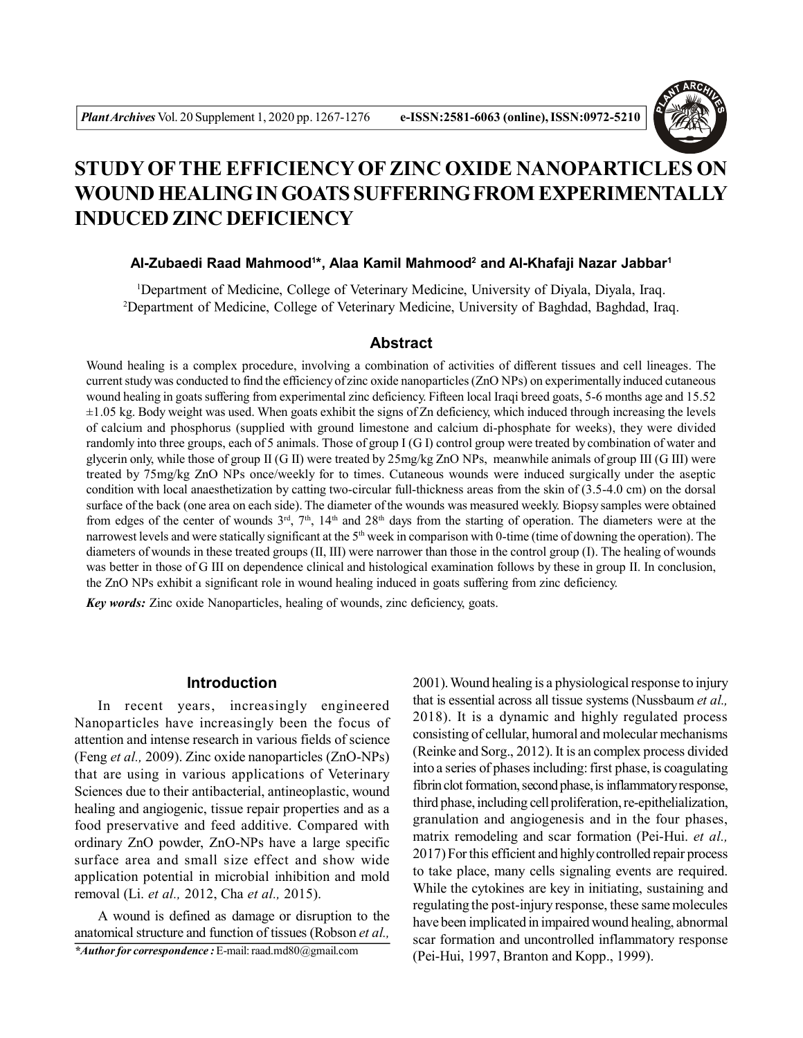# STUDY OF THE EFFICIENCY OF ZINC OXIDE NANOPARTICLES ON WOUND HEALING IN GOATS SUFFERING FROM EXPERIMENTALLY INDUCED ZINC DEFICIENCY

**Al-Zubaedi Raad Mahmood[1]\*, Alaa Kamil Mahmood[2] and Al-Khafaji Nazar Jabbar[1]**

[1]Department of Medicine, College of Veterinary Medicine, University of Diyala, Diyala, Iraq.
[2]Department of Medicine, College of Veterinary Medicine, University of Baghdad, Baghdad, Iraq.

## Abstract

Wound healing is a complex procedure, involving a combination of activities of different tissues and cell lineages. The current study was conducted to find the efficiency of zinc oxide nanoparticles (ZnO NPs) on experimentally induced cutaneous wound healing in goats suffering from experimental zinc deficiency. Fifteen local Iraqi breed goats, 5-6 months age and 15.52 $\pm$1.05 kg. Body weight was used. When goats exhibit the signs of Zn deficiency, which induced through increasing the levels of calcium and phosphorus (supplied with ground limestone and calcium di-phosphate for weeks), they were divided randomly into three groups, each of 5 animals. Those of group I (G I) control group were treated by combination of water and glycerin only, while those of group II (G II) were treated by 25mg/kg ZnO NPs, meanwhile animals of group III (G III) were treated by 75mg/kg ZnO NPs once/weekly for to times. Cutaneous wounds were induced surgically under the aseptic condition with local anaesthetization by catting two-circular full-thickness areas from the skin of (3.5-4.0 cm) on the dorsal surface of the back (one area on each side). The diameter of the wounds was measured weekly. Biopsy samples were obtained from edges of the center of wounds 3rd, 7th, 14th and 28th days from the starting of operation. The diameters were at the narrowest levels and were statically significant at the 5th week in comparison with 0-time (time of downing the operation). The diameters of wounds in these treated groups (II, III) were narrower than those in the control group (I). The healing of wounds was better in those of G III on dependence clinical and histological examination follows by these in group II. In conclusion, the ZnO NPs exhibit a significant role in wound healing induced in goats suffering from zinc deficiency.

***Key words:*** Zinc oxide Nanoparticles, healing of wounds, zinc deficiency, goats.

## Introduction

In recent years, increasingly engineered Nanoparticles have increasingly been the focus of attention and intense research in various fields of science (Feng *et al.,* 2009). Zinc oxide nanoparticles (ZnO-NPs) that are using in various applications of Veterinary Sciences due to their antibacterial, antineoplastic, wound healing and angiogenic, tissue repair properties and as a food preservative and feed additive. Compared with ordinary ZnO powder, ZnO-NPs have a large specific surface area and small size effect and show wide application potential in microbial inhibition and mold removal (Li. *et al.,* 2012, Cha *et al.,* 2015).

A wound is defined as damage or disruption to the anatomical structure and function of tissues (Robson *et al.,* 2001). Wound healing is a physiological response to injury that is essential across all tissue systems (Nussbaum *et al.,* 2018). It is a dynamic and highly regulated process consisting of cellular, humoral and molecular mechanisms (Reinke and Sorg., 2012). It is an complex process divided into a series of phases including: first phase, is coagulating fibrin clot formation, second phase, is inflammatory response, third phase, including cell proliferation, re-epithelialization, granulation and angiogenesis and in the four phases, matrix remodeling and scar formation (Pei-Hui. *et al.,* 2017) For this efficient and highly controlled repair process to take place, many cells signaling events are required. While the cytokines are key in initiating, sustaining and regulating the post-injury response, these same molecules have been implicated in impaired wound healing, abnormal scar formation and uncontrolled inflammatory response (Pei-Hui, 1997, Branton and Kopp., 1999).

***\*Author for correspondence :*** E-mail: raad.md80@gmail.com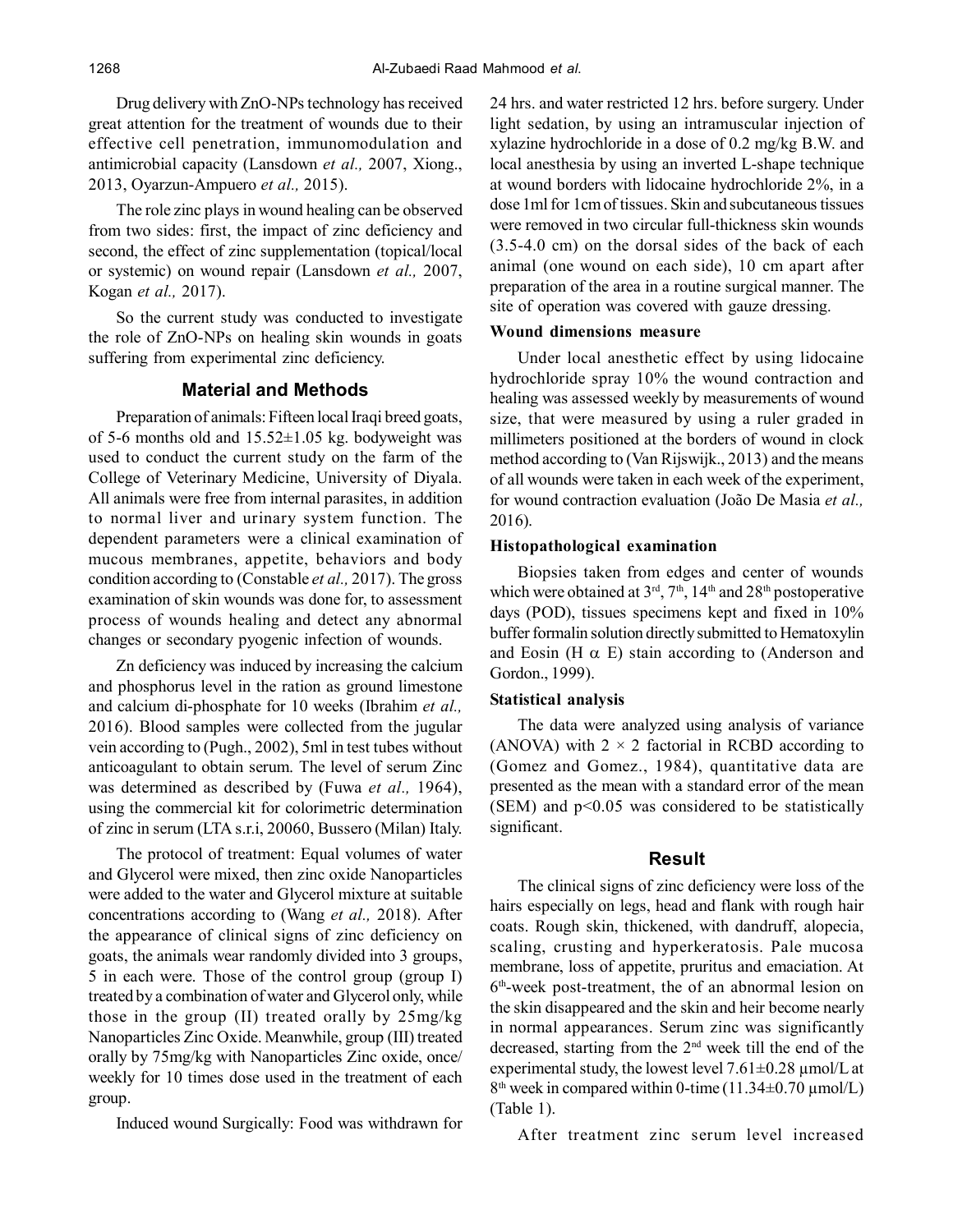Drug delivery with ZnO-NPs technology has received great attention for the treatment of wounds due to their effective cell penetration, immunomodulation and antimicrobial capacity (Lansdown *et al.,* 2007, Xiong., 2013, Oyarzun-Ampuero *et al.,* 2015).

The role zinc plays in wound healing can be observed from two sides: first, the impact of zinc deficiency and second, the effect of zinc supplementation (topical/local or systemic) on wound repair (Lansdown *et al.,* 2007, Kogan *et al.,* 2017).

So the current study was conducted to investigate the role of ZnO-NPs on healing skin wounds in goats suffering from experimental zinc deficiency.

## Material and Methods

Preparation of animals: Fifteen local Iraqi breed goats, of 5-6 months old and 15.52±1.05 kg. bodyweight was used to conduct the current study on the farm of the College of Veterinary Medicine, University of Diyala. All animals were free from internal parasites, in addition to normal liver and urinary system function. The dependent parameters were a clinical examination of mucous membranes, appetite, behaviors and body condition according to (Constable *et al.,* 2017). The gross examination of skin wounds was done for, to assessment process of wounds healing and detect any abnormal changes or secondary pyogenic infection of wounds.

Zn deficiency was induced by increasing the calcium and phosphorus level in the ration as ground limestone and calcium di-phosphate for 10 weeks (Ibrahim *et al.,* 2016). Blood samples were collected from the jugular vein according to (Pugh., 2002), 5ml in test tubes without anticoagulant to obtain serum. The level of serum Zinc was determined as described by (Fuwa *et al.,* 1964), using the commercial kit for colorimetric determination of zinc in serum (LTA s.r.i, 20060, Bussero (Milan) Italy.

The protocol of treatment: Equal volumes of water and Glycerol were mixed, then zinc oxide Nanoparticles were added to the water and Glycerol mixture at suitable concentrations according to (Wang *et al.,* 2018). After the appearance of clinical signs of zinc deficiency on goats, the animals wear randomly divided into 3 groups, 5 in each were. Those of the control group (group I) treated by a combination of water and Glycerol only, while those in the group (II) treated orally by 25mg/kg Nanoparticles Zinc Oxide. Meanwhile, group (III) treated orally by 75mg/kg with Nanoparticles Zinc oxide, once/ weekly for 10 times dose used in the treatment of each group.

Induced wound Surgically: Food was withdrawn for 24 hrs. and water restricted 12 hrs. before surgery. Under light sedation, by using an intramuscular injection of xylazine hydrochloride in a dose of 0.2 mg/kg B.W. and local anesthesia by using an inverted L-shape technique at wound borders with lidocaine hydrochloride 2%, in a dose 1ml for 1cm of tissues. Skin and subcutaneous tissues were removed in two circular full-thickness skin wounds (3.5-4.0 cm) on the dorsal sides of the back of each animal (one wound on each side), 10 cm apart after preparation of the area in a routine surgical manner. The site of operation was covered with gauze dressing.

### Wound dimensions measure

Under local anesthetic effect by using lidocaine hydrochloride spray 10% the wound contraction and healing was assessed weekly by measurements of wound size, that were measured by using a ruler graded in millimeters positioned at the borders of wound in clock method according to (Van Rijswijk., 2013) and the means of all wounds were taken in each week of the experiment, for wound contraction evaluation (João De Masia *et al.,* 2016).

### Histopathological examination

Biopsies taken from edges and center of wounds which were obtained at 3rd, 7th, 14th and 28th postoperative days (POD), tissues specimens kept and fixed in 10% buffer formalin solution directly submitted to Hematoxylin and Eosin (H $\alpha$ E) stain according to (Anderson and Gordon., 1999).

### Statistical analysis

The data were analyzed using analysis of variance (ANOVA) with $2 \times 2$ factorial in RCBD according to (Gomez and Gomez., 1984), quantitative data are presented as the mean with a standard error of the mean (SEM) and $p<0.05$ was considered to be statistically significant.

## Result

The clinical signs of zinc deficiency were loss of the hairs especially on legs, head and flank with rough hair coats. Rough skin, thickened, with dandruff, alopecia, scaling, crusting and hyperkeratosis. Pale mucosa membrane, loss of appetite, pruritus and emaciation. At 6th-week post-treatment, the of an abnormal lesion on the skin disappeared and the skin and heir become nearly in normal appearances. Serum zinc was significantly decreased, starting from the 2nd week till the end of the experimental study, the lowest level 7.61±0.28 µmol/L at 8th week in compared within 0-time (11.34±0.70 µmol/L) (Table 1).

After treatment zinc serum level increased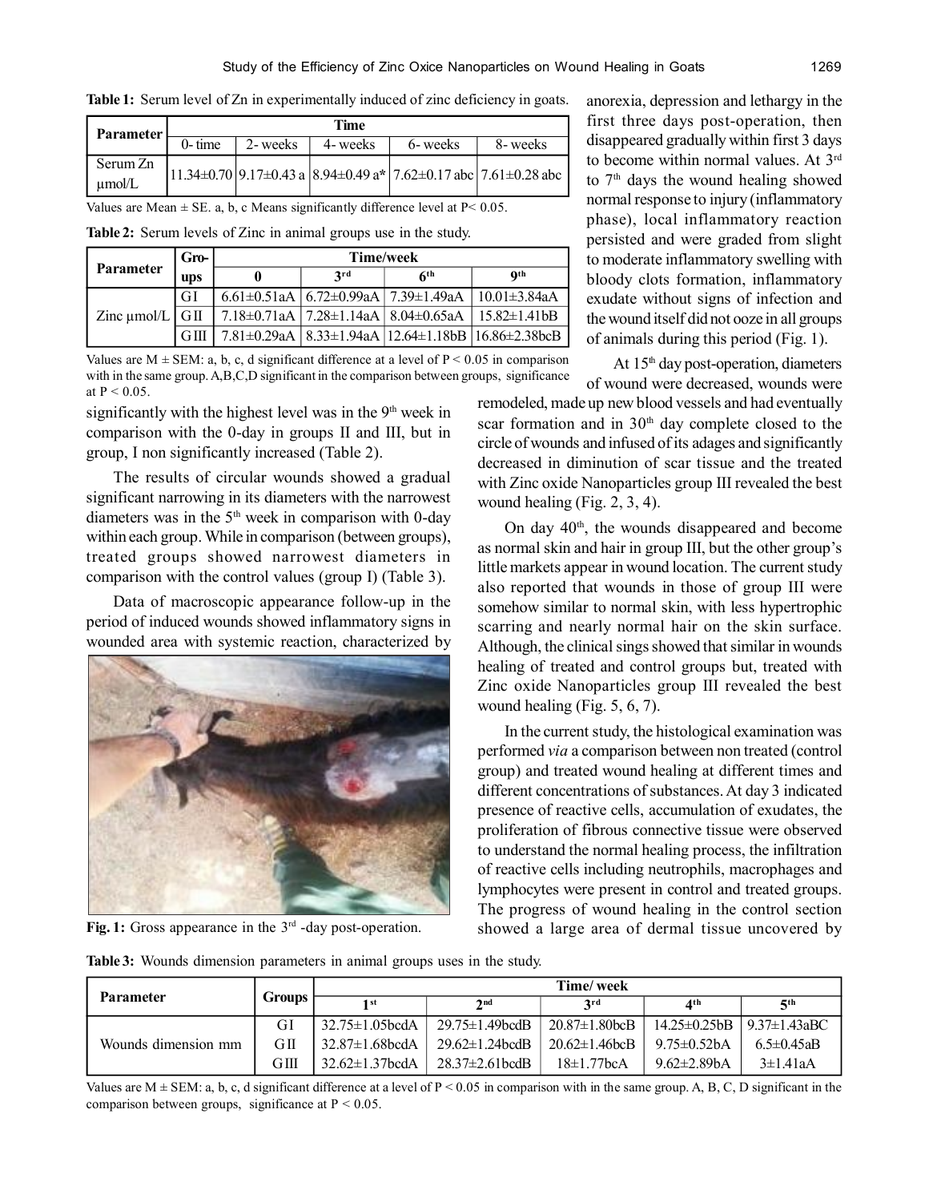**Table 1:** Serum level of Zn in experimentally induced of zinc deficiency in goats.

| Parameter | Time | | | | |
|---|---|---|---|---|---|
| | 0- time | 2- weeks | 4- weeks | 6- weeks | 8- weeks |
| Serum Zn μmol/L | 11.34±0.70 | 9.17±0.43 a | 8.94±0.49 a* | 7.62±0.17 abc | 7.61±0.28 abc |

Values are Mean ± SE. a, b, c Means significantly difference level at P< 0.05.

**Table 2:** Serum levels of Zinc in animal groups use in the study.

| Parameter | Gro-ups | Time/week | | | |
|---|---|---|---|---|---|
| | | 0 | 3[rd] | 6[th] | 9[th] |
| Zinc μmol/L | GI | 6.61±0.51aA | 6.72±0.99aA | 7.39±1.49aA | 10.01±3.84aA |
| | GII | 7.18±0.71aA | 7.28±1.14aA | 8.04±0.65aA | 15.82±1.41bB |
| | GIII | 7.81±0.29aA | 8.33±1.94aA | 12.64±1.18bB | 16.86±2.38bcB |

Values are M ± SEM: a, b, c, d significant difference at a level of P < 0.05 in comparison with in the same group. A,B,C,D significant in the comparison between groups, significance at P < 0.05.

significantly with the highest level was in the 9[th] week in comparison with the 0-day in groups II and III, but in group, I non significantly increased (Table 2).

The results of circular wounds showed a gradual significant narrowing in its diameters with the narrowest diameters was in the 5[th] week in comparison with 0-day within each group. While in comparison (between groups), treated groups showed narrowest diameters in comparison with the control values (group I) (Table 3).

Data of macroscopic appearance follow-up in the period of induced wounds showed inflammatory signs in wounded area with systemic reaction, characterized by anorexia, depression and lethargy in the first three days post-operation, then disappeared gradually within first 3 days to become within normal values. At 3[rd] to 7[th] days the wound healing showed normal response to injury (inflammatory phase), local inflammatory reaction persisted and were graded from slight to moderate inflammatory swelling with bloody clots formation, inflammatory exudate without signs of infection and the wound itself did not ooze in all groups of animals during this period (Fig. 1).

**Fig. 1:** Gross appearance in the 3[rd] -day post-operation.

At 15[th] day post-operation, diameters of wound were decreased, wounds were remodeled, made up new blood vessels and had eventually scar formation and in 30[th] day complete closed to the circle of wounds and infused of its adages and significantly decreased in diminution of scar tissue and the treated with Zinc oxide Nanoparticles group III revealed the best wound healing (Fig. 2, 3, 4).

On day 40[th], the wounds disappeared and become as normal skin and hair in group III, but the other group's little markets appear in wound location. The current study also reported that wounds in those of group III were somehow similar to normal skin, with less hypertrophic scarring and nearly normal hair on the skin surface. Although, the clinical sings showed that similar in wounds healing of treated and control groups but, treated with Zinc oxide Nanoparticles group III revealed the best wound healing (Fig. 5, 6, 7).

In the current study, the histological examination was performed *via* a comparison between non treated (control group) and treated wound healing at different times and different concentrations of substances. At day 3 indicated presence of reactive cells, accumulation of exudates, the proliferation of fibrous connective tissue were observed to understand the normal healing process, the infiltration of reactive cells including neutrophils, macrophages and lymphocytes were present in control and treated groups. The progress of wound healing in the control section showed a large area of dermal tissue uncovered by

**Table 3:** Wounds dimension parameters in animal groups uses in the study.

| Parameter | Groups | Time/ week | | | | |
|---|---|---|---|---|---|---|
| | | 1[st] | 2[nd] | 3[rd] | 4[th] | 5[th] |
| Wounds dimension mm | GI | 32.75±1.05bcdA | 29.75±1.49bcdB | 20.87±1.80bcB | 14.25±0.25bB | 9.37±1.43aBC |
| | GII | 32.87±1.68bcdA | 29.62±1.24bcdB | 20.62±1.46bcB | 9.75±0.52bA | 6.5±0.45aB |
| | GIII | 32.62±1.37bcdA | 28.37±2.61bcdB | 18±1.77bcA | 9.62±2.89bA | 3±1.41aA |

Values are M ± SEM: a, b, c, d significant difference at a level of P < 0.05 in comparison with in the same group. A, B, C, D significant in the comparison between groups, significance at P < 0.05.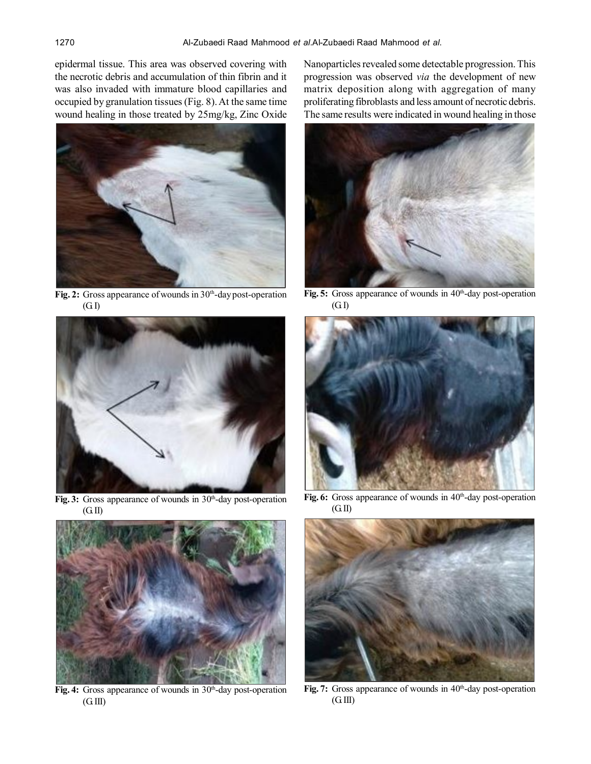epidermal tissue. This area was observed covering with the necrotic debris and accumulation of thin fibrin and it was also invaded with immature blood capillaries and occupied by granulation tissues (Fig. 8). At the same time wound healing in those treated by 25mg/kg, Zinc Oxide Nanoparticles revealed some detectable progression. This progression was observed *via* the development of new matrix deposition along with aggregation of many proliferating fibroblasts and less amount of necrotic debris. The same results were indicated in wound healing in those

**Fig. 2:** Gross appearance of wounds in 30th-day post-operation (G I)

**Fig. 3:** Gross appearance of wounds in 30th-day post-operation (G II)

**Fig. 4:** Gross appearance of wounds in 30th-day post-operation (G III)

**Fig. 5:** Gross appearance of wounds in 40th-day post-operation (G I)

**Fig. 6:** Gross appearance of wounds in 40th-day post-operation (G II)

**Fig. 7:** Gross appearance of wounds in 40th-day post-operation (G III)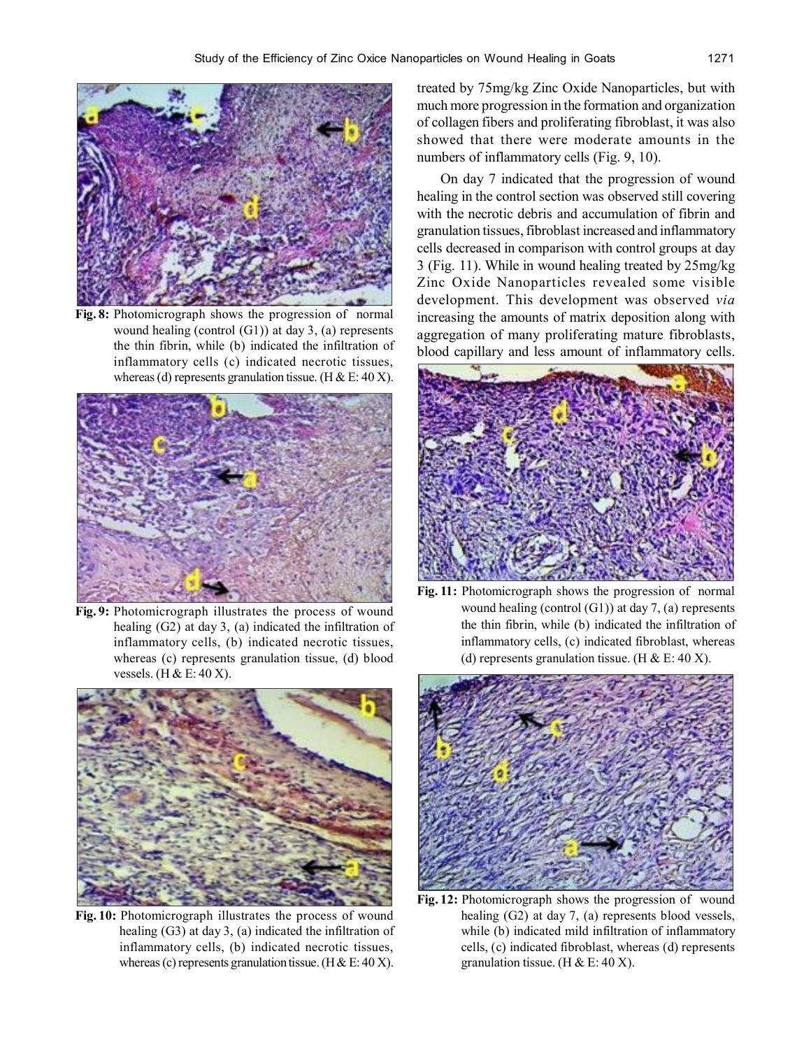Fig. 8: Photomicrograph shows the progression of normal wound healing (control (G1)) at day 3, (a) represents the thin fibrin, while (b) indicated the infiltration of inflammatory cells (c) indicated necrotic tissues, whereas (d) represents granulation tissue. (H & E: 40 X).

Fig. 9: Photomicrograph illustrates the process of wound healing (G2) at day 3, (a) indicated the infiltration of inflammatory cells, (b) indicated necrotic tissues, whereas (c) represents granulation tissue, (d) blood vessels. (H & E: 40 X).

Fig. 10: Photomicrograph illustrates the process of wound healing (G3) at day 3, (a) indicated the infiltration of inflammatory cells, (b) indicated necrotic tissues, whereas (c) represents granulation tissue. (H & E: 40 X).

treated by 75mg/kg Zinc Oxide Nanoparticles, but with much more progression in the formation and organization of collagen fibers and proliferating fibroblast, it was also showed that there were moderate amounts in the numbers of inflammatory cells (Fig. 9, 10).

On day 7 indicated that the progression of wound healing in the control section was observed still covering with the necrotic debris and accumulation of fibrin and granulation tissues, fibroblast increased and inflammatory cells decreased in comparison with control groups at day 3 (Fig. 11). While in wound healing treated by 25mg/kg Zinc Oxide Nanoparticles revealed some visible development. This development was observed *via* increasing the amounts of matrix deposition along with aggregation of many proliferating mature fibroblasts, blood capillary and less amount of inflammatory cells.

Fig. 11: Photomicrograph shows the progression of normal wound healing (control (G1)) at day 7, (a) represents the thin fibrin, while (b) indicated the infiltration of inflammatory cells, (c) indicated fibroblast, whereas (d) represents granulation tissue. (H & E: 40 X).

Fig. 12: Photomicrograph shows the progression of wound healing (G2) at day 7, (a) represents blood vessels, while (b) indicated mild infiltration of inflammatory cells, (c) indicated fibroblast, whereas (d) represents granulation tissue. (H & E: 40 X).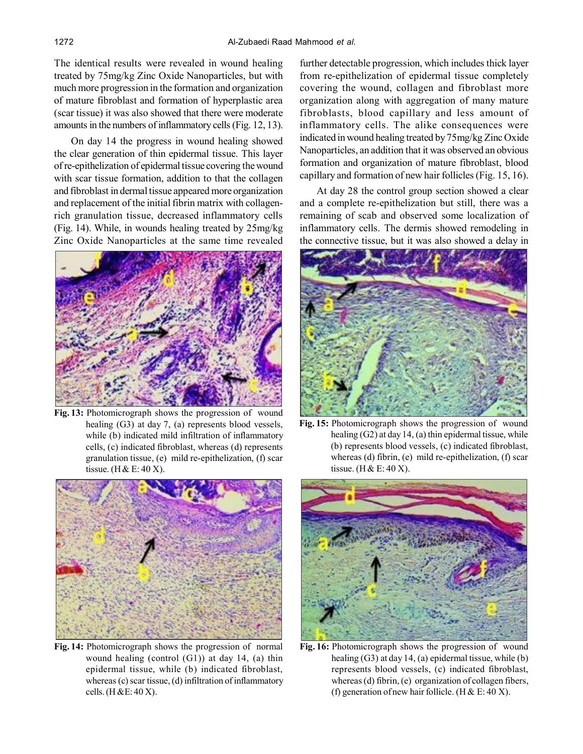The identical results were revealed in wound healing treated by 75mg/kg Zinc Oxide Nanoparticles, but with much more progression in the formation and organization of mature fibroblast and formation of hyperplastic area (scar tissue) it was also showed that there were moderate amounts in the numbers of inflammatory cells (Fig. 12, 13).

On day 14 the progress in wound healing showed the clear generation of thin epidermal tissue. This layer of re-epithelization of epidermal tissue covering the wound with scar tissue formation, addition to that the collagen and fibroblast in dermal tissue appeared more organization and replacement of the initial fibrin matrix with collagen-rich granulation tissue, decreased inflammatory cells (Fig. 14). While, in wounds healing treated by 25mg/kg Zinc Oxide Nanoparticles at the same time revealed further detectable progression, which includes thick layer from re-epithelization of epidermal tissue completely covering the wound, collagen and fibroblast more organization along with aggregation of many mature fibroblasts, blood capillary and less amount of inflammatory cells. The alike consequences were indicated in wound healing treated by 75mg/kg Zinc Oxide Nanoparticles, an addition that it was observed an obvious formation and organization of mature fibroblast, blood capillary and formation of new hair follicles (Fig. 15, 16).

At day 28 the control group section showed a clear and a complete re-epithelization but still, there was a remaining of scab and observed some localization of inflammatory cells. The dermis showed remodeling in the connective tissue, but it was also showed a delay in

**Fig. 13:** Photomicrograph shows the progression of wound healing (G3) at day 7, (a) represents blood vessels, while (b) indicated mild infiltration of inflammatory cells, (c) indicated fibroblast, whereas (d) represents granulation tissue, (e) mild re-epithelization, (f) scar tissue. (H & E: 40 X).

**Fig. 14:** Photomicrograph shows the progression of normal wound healing (control (G1)) at day 14, (a) thin epidermal tissue, while (b) indicated fibroblast, whereas (c) scar tissue, (d) infiltration of inflammatory cells. (H &E: 40 X).

**Fig. 15:** Photomicrograph shows the progression of wound healing (G2) at day 14, (a) thin epidermal tissue, while (b) represents blood vessels, (c) indicated fibroblast, whereas (d) fibrin, (e) mild re-epithelization, (f) scar tissue. (H & E: 40 X).

**Fig. 16:** Photomicrograph shows the progression of wound healing (G3) at day 14, (a) epidermal tissue, while (b) represents blood vessels, (c) indicated fibroblast, whereas (d) fibrin, (e) organization of collagen fibers, (f) generation of new hair follicle. (H & E: 40 X).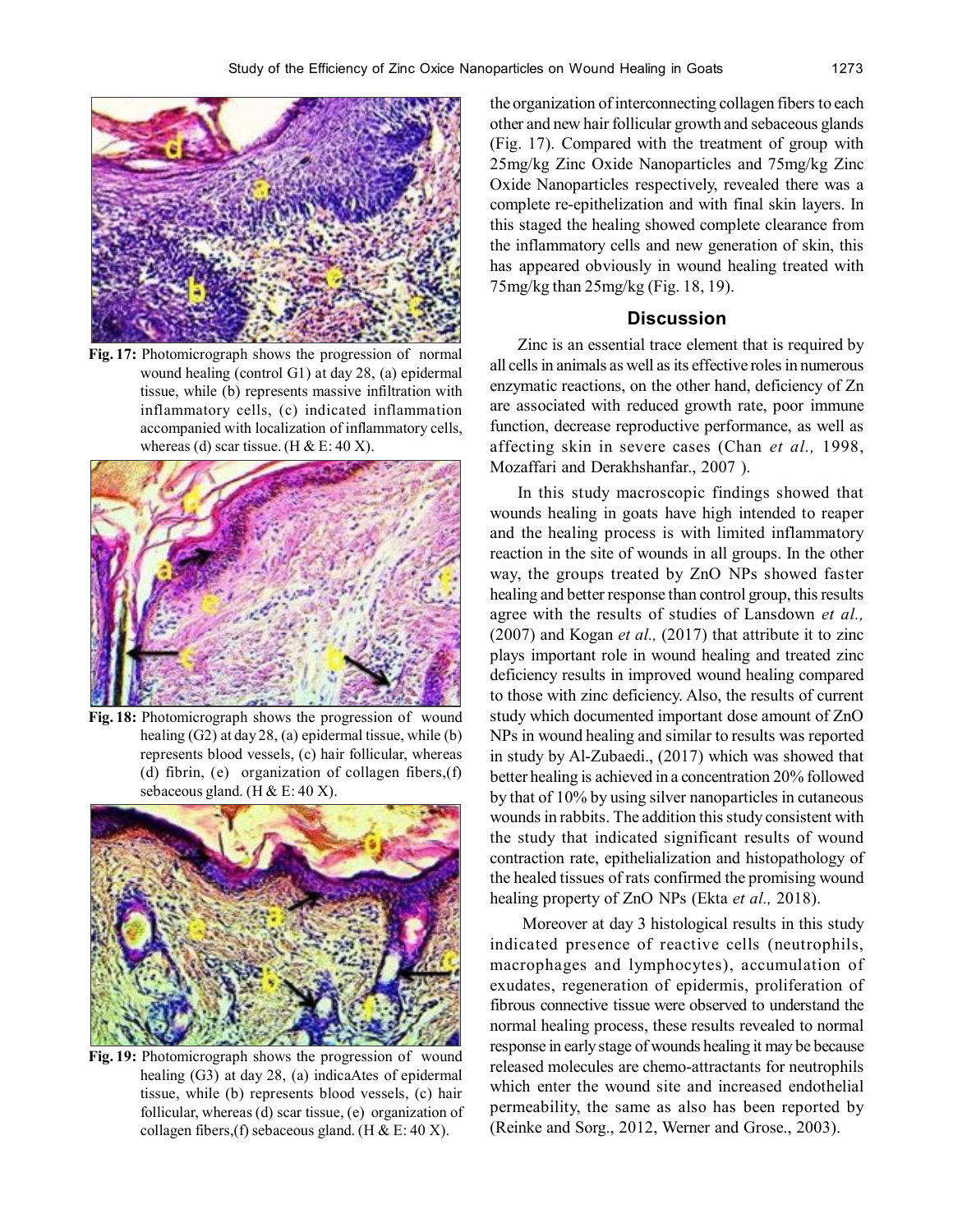**Fig. 17:** Photomicrograph shows the progression of normal wound healing (control G1) at day 28, (a) epidermal tissue, while (b) represents massive infiltration with inflammatory cells, (c) indicated inflammation accompanied with localization of inflammatory cells, whereas (d) scar tissue. (H & E: 40 X).

**Fig. 18:** Photomicrograph shows the progression of wound healing (G2) at day 28, (a) epidermal tissue, while (b) represents blood vessels, (c) hair follicular, whereas (d) fibrin, (e) organization of collagen fibers,(f) sebaceous gland. (H & E: 40 X).

**Fig. 19:** Photomicrograph shows the progression of wound healing (G3) at day 28, (a) indicaAtes of epidermal tissue, while (b) represents blood vessels, (c) hair follicular, whereas (d) scar tissue, (e) organization of collagen fibers,(f) sebaceous gland. (H & E: 40 X).

the organization of interconnecting collagen fibers to each other and new hair follicular growth and sebaceous glands (Fig. 17). Compared with the treatment of group with 25mg/kg Zinc Oxide Nanoparticles and 75mg/kg Zinc Oxide Nanoparticles respectively, revealed there was a complete re-epithelization and with final skin layers. In this staged the healing showed complete clearance from the inflammatory cells and new generation of skin, this has appeared obviously in wound healing treated with 75mg/kg than 25mg/kg (Fig. 18, 19).

## Discussion

Zinc is an essential trace element that is required by all cells in animals as well as its effective roles in numerous enzymatic reactions, on the other hand, deficiency of Zn are associated with reduced growth rate, poor immune function, decrease reproductive performance, as well as affecting skin in severe cases (Chan *et al.,* 1998, Mozaffari and Derakhshanfar., 2007 ).

In this study macroscopic findings showed that wounds healing in goats have high intended to reaper and the healing process is with limited inflammatory reaction in the site of wounds in all groups. In the other way, the groups treated by ZnO NPs showed faster healing and better response than control group, this results agree with the results of studies of Lansdown *et al.,* (2007) and Kogan *et al.,* (2017) that attribute it to zinc plays important role in wound healing and treated zinc deficiency results in improved wound healing compared to those with zinc deficiency. Also, the results of current study which documented important dose amount of ZnO NPs in wound healing and similar to results was reported in study by Al-Zubaedi., (2017) which was showed that better healing is achieved in a concentration 20% followed by that of 10% by using silver nanoparticles in cutaneous wounds in rabbits. The addition this study consistent with the study that indicated significant results of wound contraction rate, epithelialization and histopathology of the healed tissues of rats confirmed the promising wound healing property of ZnO NPs (Ekta *et al.,* 2018).

Moreover at day 3 histological results in this study indicated presence of reactive cells (neutrophils, macrophages and lymphocytes), accumulation of exudates, regeneration of epidermis, proliferation of fibrous connective tissue were observed to understand the normal healing process, these results revealed to normal response in early stage of wounds healing it may be because released molecules are chemo-attractants for neutrophils which enter the wound site and increased endothelial permeability, the same as also has been reported by (Reinke and Sorg., 2012, Werner and Grose., 2003).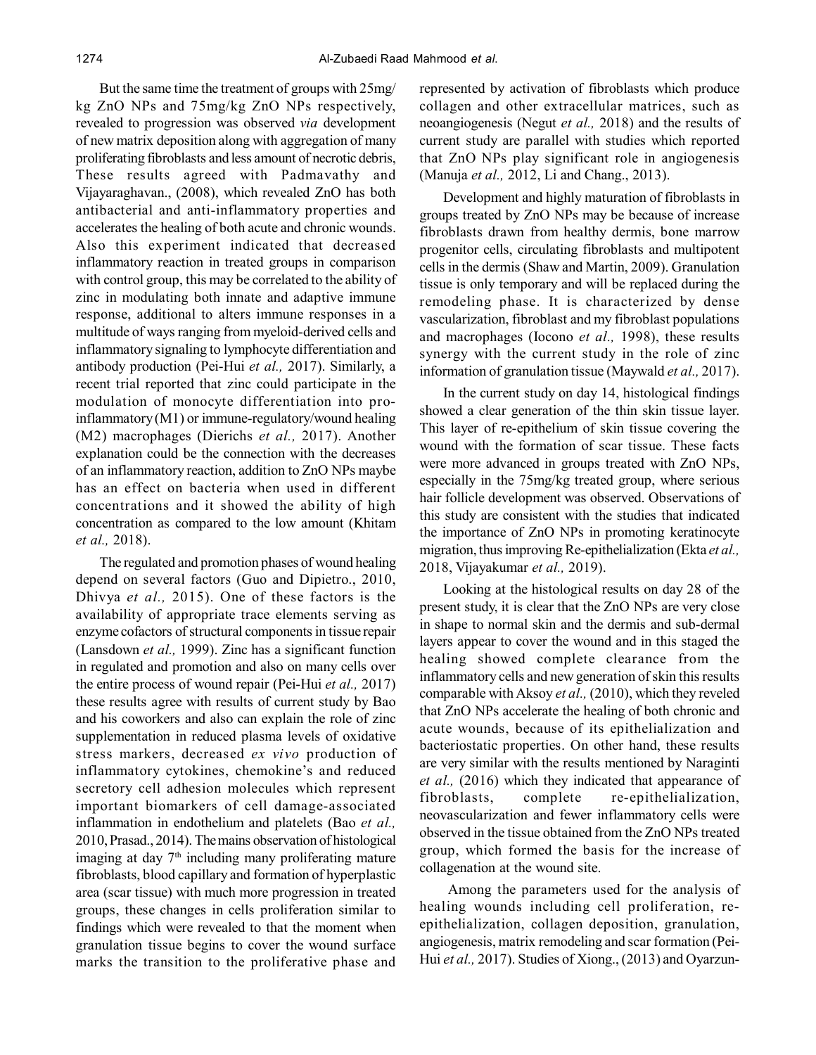But the same time the treatment of groups with 25mg/kg ZnO NPs and 75mg/kg ZnO NPs respectively, revealed to progression was observed *via* development of new matrix deposition along with aggregation of many proliferating fibroblasts and less amount of necrotic debris, These results agreed with Padmavathy and Vijayaraghavan., (2008), which revealed ZnO has both antibacterial and anti-inflammatory properties and accelerates the healing of both acute and chronic wounds. Also this experiment indicated that decreased inflammatory reaction in treated groups in comparison with control group, this may be correlated to the ability of zinc in modulating both innate and adaptive immune response, additional to alters immune responses in a multitude of ways ranging from myeloid-derived cells and inflammatory signaling to lymphocyte differentiation and antibody production (Pei-Hui *et al.,* 2017). Similarly, a recent trial reported that zinc could participate in the modulation of monocyte differentiation into pro-inflammatory (M1) or immune-regulatory/wound healing (M2) macrophages (Dierichs *et al.,* 2017). Another explanation could be the connection with the decreases of an inflammatory reaction, addition to ZnO NPs maybe has an effect on bacteria when used in different concentrations and it showed the ability of high concentration as compared to the low amount (Khitam *et al.,* 2018).

The regulated and promotion phases of wound healing depend on several factors (Guo and Dipietro., 2010, Dhivya *et al.,* 2015). One of these factors is the availability of appropriate trace elements serving as enzyme cofactors of structural components in tissue repair (Lansdown *et al.,* 1999). Zinc has a significant function in regulated and promotion and also on many cells over the entire process of wound repair (Pei-Hui *et al.,* 2017) these results agree with results of current study by Bao and his coworkers and also can explain the role of zinc supplementation in reduced plasma levels of oxidative stress markers, decreased *ex vivo* production of inflammatory cytokines, chemokine's and reduced secretory cell adhesion molecules which represent important biomarkers of cell damage-associated inflammation in endothelium and platelets (Bao *et al.,* 2010, Prasad., 2014). The mains observation of histological imaging at day 7$^{th}$ including many proliferating mature fibroblasts, blood capillary and formation of hyperplastic area (scar tissue) with much more progression in treated groups, these changes in cells proliferation similar to findings which were revealed to that the moment when granulation tissue begins to cover the wound surface marks the transition to the proliferative phase and represented by activation of fibroblasts which produce collagen and other extracellular matrices, such as neoangiogenesis (Negut *et al.,* 2018) and the results of current study are parallel with studies which reported that ZnO NPs play significant role in angiogenesis (Manuja *et al.,* 2012, Li and Chang., 2013).

Development and highly maturation of fibroblasts in groups treated by ZnO NPs may be because of increase fibroblasts drawn from healthy dermis, bone marrow progenitor cells, circulating fibroblasts and multipotent cells in the dermis (Shaw and Martin, 2009). Granulation tissue is only temporary and will be replaced during the remodeling phase. It is characterized by dense vascularization, fibroblast and my fibroblast populations and macrophages (Iocono *et al.,* 1998), these results synergy with the current study in the role of zinc information of granulation tissue (Maywald *et al.,* 2017).

In the current study on day 14, histological findings showed a clear generation of the thin skin tissue layer. This layer of re-epithelium of skin tissue covering the wound with the formation of scar tissue. These facts were more advanced in groups treated with ZnO NPs, especially in the 75mg/kg treated group, where serious hair follicle development was observed. Observations of this study are consistent with the studies that indicated the importance of ZnO NPs in promoting keratinocyte migration, thus improving Re-epithelialization (Ekta *et al.,* 2018, Vijayakumar *et al.,* 2019).

Looking at the histological results on day 28 of the present study, it is clear that the ZnO NPs are very close in shape to normal skin and the dermis and sub-dermal layers appear to cover the wound and in this staged the healing showed complete clearance from the inflammatory cells and new generation of skin this results comparable with Aksoy *et al.,* (2010), which they reveled that ZnO NPs accelerate the healing of both chronic and acute wounds, because of its epithelialization and bacteriostatic properties. On other hand, these results are very similar with the results mentioned by Naraginti *et al.,* (2016) which they indicated that appearance of fibroblasts, complete re-epithelialization, neovascularization and fewer inflammatory cells were observed in the tissue obtained from the ZnO NPs treated group, which formed the basis for the increase of collagenation at the wound site.

Among the parameters used for the analysis of healing wounds including cell proliferation, re-epithelialization, collagen deposition, granulation, angiogenesis, matrix remodeling and scar formation (Pei-Hui *et al.,* 2017). Studies of Xiong., (2013) and Oyarzun-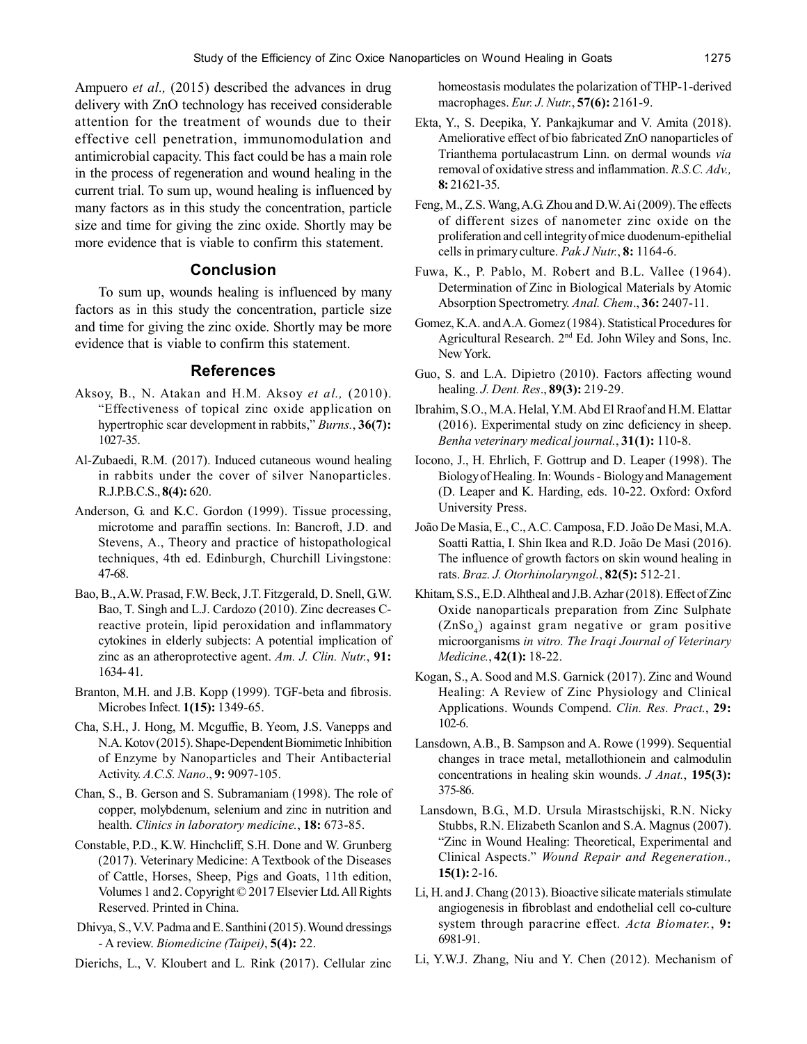Ampuero *et al.,* (2015) described the advances in drug delivery with ZnO technology has received considerable attention for the treatment of wounds due to their effective cell penetration, immunomodulation and antimicrobial capacity. This fact could be has a main role in the process of regeneration and wound healing in the current trial. To sum up, wound healing is influenced by many factors as in this study the concentration, particle size and time for giving the zinc oxide. Shortly may be more evidence that is viable to confirm this statement.

## Conclusion

To sum up, wounds healing is influenced by many factors as in this study the concentration, particle size and time for giving the zinc oxide. Shortly may be more evidence that is viable to confirm this statement.

## References

Aksoy, B., N. Atakan and H.M. Aksoy *et al.,* (2010). "Effectiveness of topical zinc oxide application on hypertrophic scar development in rabbits," *Burns.*, **36(7):** 1027-35.

Al-Zubaedi, R.M. (2017). Induced cutaneous wound healing in rabbits under the cover of silver Nanoparticles. R.J.P.B.C.S., **8(4):** 620.

Anderson, G. and K.C. Gordon (1999). Tissue processing, microtome and paraffin sections. In: Bancroft, J.D. and Stevens, A., Theory and practice of histopathological techniques, 4th ed. Edinburgh, Churchill Livingstone: 47-68.

Bao, B., A.W. Prasad, F.W. Beck, J.T. Fitzgerald, D. Snell, G.W. Bao, T. Singh and L.J. Cardozo (2010). Zinc decreases C-reactive protein, lipid peroxidation and inflammatory cytokines in elderly subjects: A potential implication of zinc as an atheroprotective agent. *Am. J. Clin. Nutr.*, **91:** 1634-41.

Branton, M.H. and J.B. Kopp (1999). TGF-beta and fibrosis. Microbes Infect. **1(15):** 1349-65.

Cha, S.H., J. Hong, M. Mcguffie, B. Yeom, J.S. Vanepps and N.A. Kotov (2015). Shape-Dependent Biomimetic Inhibition of Enzyme by Nanoparticles and Their Antibacterial Activity. *A.C.S. Nano*., **9:** 9097-105.

Chan, S., B. Gerson and S. Subramaniam (1998). The role of copper, molybdenum, selenium and zinc in nutrition and health. *Clinics in laboratory medicine.*, **18:** 673-85.

Constable, P.D., K.W. Hinchcliff, S.H. Done and W. Grunberg (2017). Veterinary Medicine: A Textbook of the Diseases of Cattle, Horses, Sheep, Pigs and Goats, 11th edition, Volumes 1 and 2. Copyright © 2017 Elsevier Ltd. All Rights Reserved. Printed in China.

Dhivya, S., V.V. Padma and E. Santhini (2015). Wound dressings - A review. *Biomedicine (Taipei)*, **5(4):** 22.

Dierichs, L., V. Kloubert and L. Rink (2017). Cellular zinc homeostasis modulates the polarization of THP-1-derived macrophages. *Eur. J. Nutr.*, **57(6):** 2161-9.

Ekta, Y., S. Deepika, Y. Pankajkumar and V. Amita (2018). Ameliorative effect of bio fabricated ZnO nanoparticles of Trianthema portulacastrum Linn. on dermal wounds *via* removal of oxidative stress and inflammation. *R.S.C. Adv.,* **8:** 21621-35.

Feng, M., Z.S. Wang, A.G. Zhou and D.W. Ai (2009). The effects of different sizes of nanometer zinc oxide on the proliferation and cell integrity of mice duodenum-epithelial cells in primary culture. *Pak J Nutr.*, **8:** 1164-6.

Fuwa, K., P. Pablo, M. Robert and B.L. Vallee (1964). Determination of Zinc in Biological Materials by Atomic Absorption Spectrometry. *Anal. Chem*., **36:** 2407-11.

Gomez, K.A. and A.A. Gomez (1984). Statistical Procedures for Agricultural Research. 2nd Ed. John Wiley and Sons, Inc. New York.

Guo, S. and L.A. Dipietro (2010). Factors affecting wound healing. *J. Dent. Res*., **89(3):** 219-29.

Ibrahim, S.O., M.A. Helal, Y.M. Abd El Rraof and H.M. Elattar (2016). Experimental study on zinc deficiency in sheep. *Benha veterinary medical journal.*, **31(1):** 110-8.

Iocono, J., H. Ehrlich, F. Gottrup and D. Leaper (1998). The Biology of Healing. In: Wounds - Biology and Management (D. Leaper and K. Harding, eds. 10-22. Oxford: Oxford University Press.

João De Masia, E., C., A.C. Camposa, F.D. João De Masi, M.A. Soatti Rattia, I. Shin Ikea and R.D. João De Masi (2016). The influence of growth factors on skin wound healing in rats. *Braz. J. Otorhinolaryngol.*, **82(5):** 512-21.

Khitam, S.S., E.D. Alhtheal and J.B. Azhar (2018). Effect of Zinc Oxide nanoparticals preparation from Zinc Sulphate ($ZnSo_4$) against gram negative or gram positive microorganisms *in vitro. The Iraqi Journal of Veterinary Medicine.*, **42(1):** 18-22.

Kogan, S., A. Sood and M.S. Garnick (2017). Zinc and Wound Healing: A Review of Zinc Physiology and Clinical Applications. Wounds Compend. *Clin. Res. Pract.*, **29:** 102-6.

Lansdown, A.B., B. Sampson and A. Rowe (1999). Sequential changes in trace metal, metallothionein and calmodulin concentrations in healing skin wounds. *J Anat.*, **195(3):** 375-86.

Lansdown, B.G., M.D. Ursula Mirastschijski, R.N. Nicky Stubbs, R.N. Elizabeth Scanlon and S.A. Magnus (2007). "Zinc in Wound Healing: Theoretical, Experimental and Clinical Aspects." *Wound Repair and Regeneration.,* **15(1):** 2-16.

Li, H. and J. Chang (2013). Bioactive silicate materials stimulate angiogenesis in fibroblast and endothelial cell co-culture system through paracrine effect. *Acta Biomater.*, **9:** 6981-91.

Li, Y.W.J. Zhang, Niu and Y. Chen (2012). Mechanism of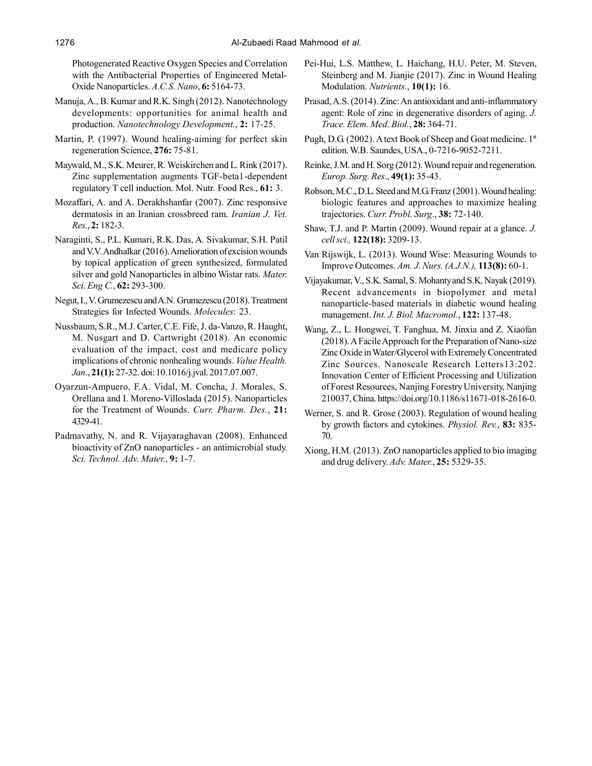Photogenerated Reactive Oxygen Species and Correlation with the Antibacterial Properties of Engineered Metal-Oxide Nanoparticles. *A.C.S. Nano*, **6:** 5164-73.

Manuja, A., B. Kumar and R.K. Singh (2012). Nanotechnology developments: opportunities for animal health and production. *Nanotechnology Development.*, **2:** 17-25.

Martin, P. (1997). Wound healing-aiming for perfect skin regeneration Science, **276:** 75-81.

Maywald, M., S.K. Meurer, R. Weiskirchen and L. Rink (2017). Zinc supplementation augments TGF-beta1-dependent regulatory T cell induction. Mol. Nutr. Food Res., **61:** 3.

Mozaffari, A. and A. Derakhshanfar (2007). Zinc responsive dermatosis in an Iranian crossbreed ram. *Iranian J. Vet. Res.*, **2:** 182-3.

Naraginti, S., P.L. Kumari, R.K. Das, A. Sivakumar, S.H. Patil and V.V. Andhalkar (2016). Amelioration of excision wounds by topical application of green synthesized, formulated silver and gold Nanoparticles in albino Wistar rats. *Mater. Sci. Eng C.*, **62:** 293-300.

Negut, I., V. Grumezescu and A.N. Grumezescu (2018). Treatment Strategies for Infected Wounds. *Molecules*: 23.

Nussbaum, S.R., M.J. Carter, C.E. Fife, J. da-Vanzo, R. Haught, M. Nusgart and D. Cartwright (2018). An economic evaluation of the impact, cost and medicare policy implications of chronic nonhealing wounds. *Value Health. Jan.*, **21(1):** 27-32. doi: 10.1016/j.jval. 2017.07.007.

Oyarzun-Ampuero, F.A. Vidal, M. Concha, J. Morales, S. Orellana and I. Moreno-Villoslada (2015). Nanoparticles for the Treatment of Wounds. *Curr. Pharm. Des.*, **21:** 4329-41.

Padmavathy, N. and R. Vijayaraghavan (2008). Enhanced bioactivity of ZnO nanoparticles - an antimicrobial study. *Sci. Technol. Adv. Mater.*, **9:** 1-7.

Pei-Hui, L.S. Matthew, L. Haichang, H.U. Peter, M. Steven, Steinberg and M. Jianjie (2017). Zinc in Wound Healing Modulation. *Nutrients.*, **10(1):** 16.

Prasad, A.S. (2014). Zinc: An antioxidant and anti-inflammatory agent: Role of zinc in degenerative disorders of aging. *J. Trace. Elem. Med. Biol.*, **28:** 364-71.

Pugh, D.G. (2002). A text Book of Sheep and Goat medicine. 1st edition. W.B. Saundes, USA., 0-7216-9052-7211.

Reinke, J.M. and H. Sorg (2012). Wound repair and regeneration. *Europ. Surg. Res.*, **49(1):** 35-43.

Robson, M.C., D.L. Steed and M.G. Franz (2001). Wound healing: biologic features and approaches to maximize healing trajectories. *Curr. Probl. Surg.*, **38:** 72-140.

Shaw, T.J. and P. Martin (2009). Wound repair at a glance. *J. cell sci.,* **122(18):** 3209-13.

Van Rijswijk, L. (2013). Wound Wise: Measuring Wounds to Improve Outcomes. *Am. J. Nurs. (A.J.N.),* **113(8):** 60-1.

Vijayakumar, V., S.K. Samal, S. Mohanty and S.K. Nayak (2019). Recent advancements in biopolymer and metal nanoparticle-based materials in diabetic wound healing management. *Int. J. Biol. Macromol.*, **122:** 137-48.

Wang, Z., L. Hongwei, T. Fanghua, M. Jinxia and Z. Xiaofan (2018). A Facile Approach for the Preparation of Nano-size Zinc Oxide in Water/Glycerol with Extremely Concentrated Zinc Sources. Nanoscale Research Letters13:202. Innovation Center of Efficient Processing and Utilization of Forest Resources, Nanjing Forestry University, Nanjing 210037, China. https://doi.org/10.1186/s11671-018-2616-0.

Werner, S. and R. Grose (2003). Regulation of wound healing by growth factors and cytokines. *Physiol. Rev.*, **83:** 835-70.

Xiong, H.M. (2013). ZnO nanoparticles applied to bio imaging and drug delivery. *Adv. Mater.*, **25:** 5329-35.